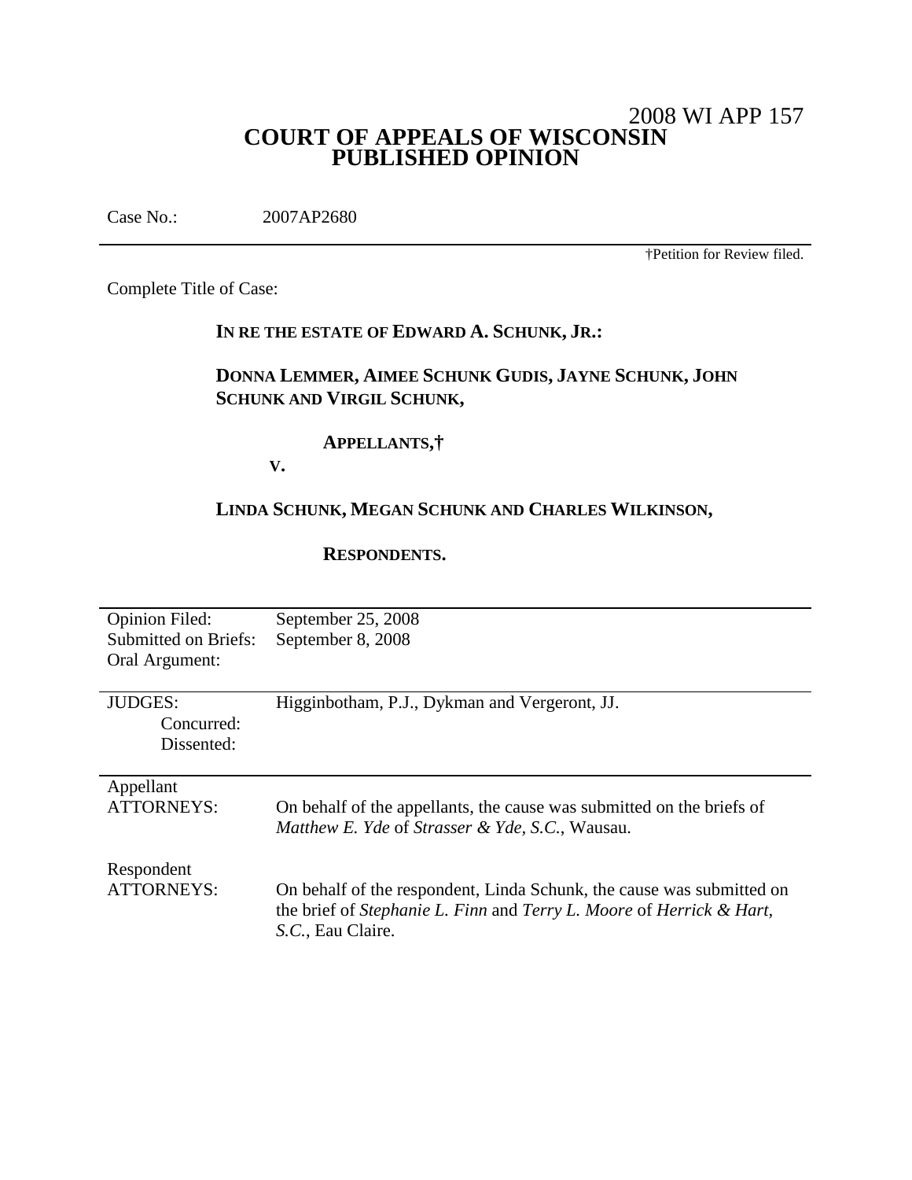2008 WI APP 157

# COURT OF APPEALS OF WISCONSIN
# PUBLISHED OPINION

Case No.: 2007AP2680

†Petition for Review filed.

Complete Title of Case:

**IN RE THE ESTATE OF EDWARD A. SCHUNK, JR.:**

**DONNA LEMMER, AIMEE SCHUNK GUDIS, JAYNE SCHUNK, JOHN SCHUNK AND VIRGIL SCHUNK,**

**APPELLANTS,†**

**V.**

**LINDA SCHUNK, MEGAN SCHUNK AND CHARLES WILKINSON,**

**RESPONDENTS.**

| | |
|---|---|
| Opinion Filed: | September 25, 2008 |
| Submitted on Briefs: | September 8, 2008 |
| Oral Argument: | |
| JUDGES: | Higginbotham, P.J., Dykman and Vergeront, JJ. |
| Concurred: | |
| Dissented: | |
| Appellant ATTORNEYS: | On behalf of the appellants, the cause was submitted on the briefs of *Matthew E. Yde* of *Strasser & Yde, S.C.*, Wausau. |
| Respondent ATTORNEYS: | On behalf of the respondent, Linda Schunk, the cause was submitted on the brief of *Stephanie L. Finn* and *Terry L. Moore* of *Herrick & Hart, S.C.*, Eau Claire. |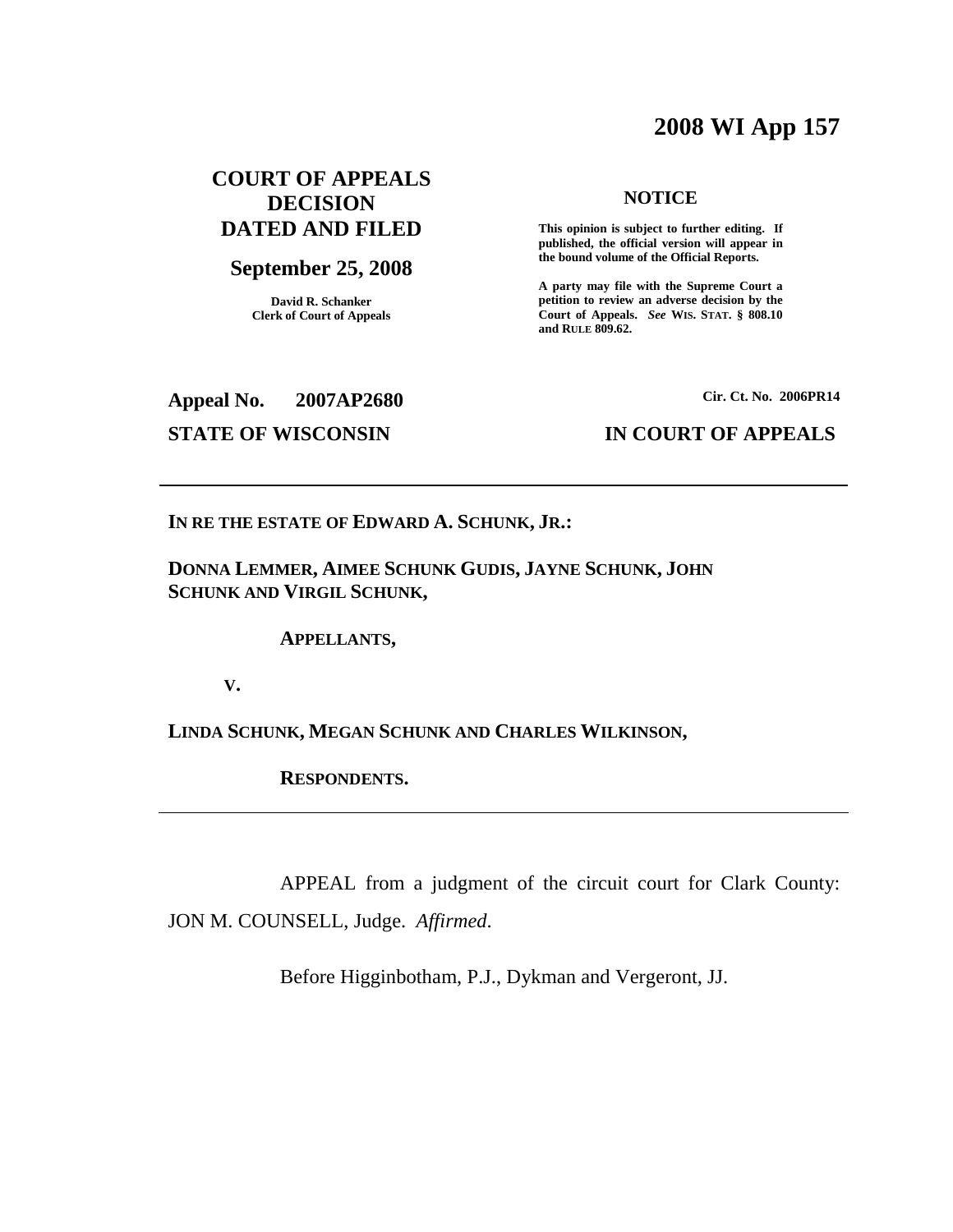# 2008 WI App 157

**COURT OF APPEALS DECISION DATED AND FILED**

**September 25, 2008**

**David R. Schanker**
**Clerk of Court of Appeals**

**NOTICE**

**This opinion is subject to further editing. If published, the official version will appear in the bound volume of the Official Reports.**

**A party may file with the Supreme Court a petition to review an adverse decision by the Court of Appeals.** ***See*** **WIS. STAT. § 808.10 and RULE 809.62.**

**Appeal No. 2007AP2680**

**Cir. Ct. No. 2006PR14**

**STATE OF WISCONSIN**

**IN COURT OF APPEALS**

---

**IN RE THE ESTATE OF EDWARD A. SCHUNK, JR.:**

**DONNA LEMMER, AIMEE SCHUNK GUDIS, JAYNE SCHUNK, JOHN SCHUNK AND VIRGIL SCHUNK,**

**APPELLANTS,**

**V.**

**LINDA SCHUNK, MEGAN SCHUNK AND CHARLES WILKINSON,**

**RESPONDENTS.**

---

APPEAL from a judgment of the circuit court for Clark County: JON M. COUNSELL, Judge. *Affirmed*.

Before Higginbotham, P.J., Dykman and Vergeront, JJ.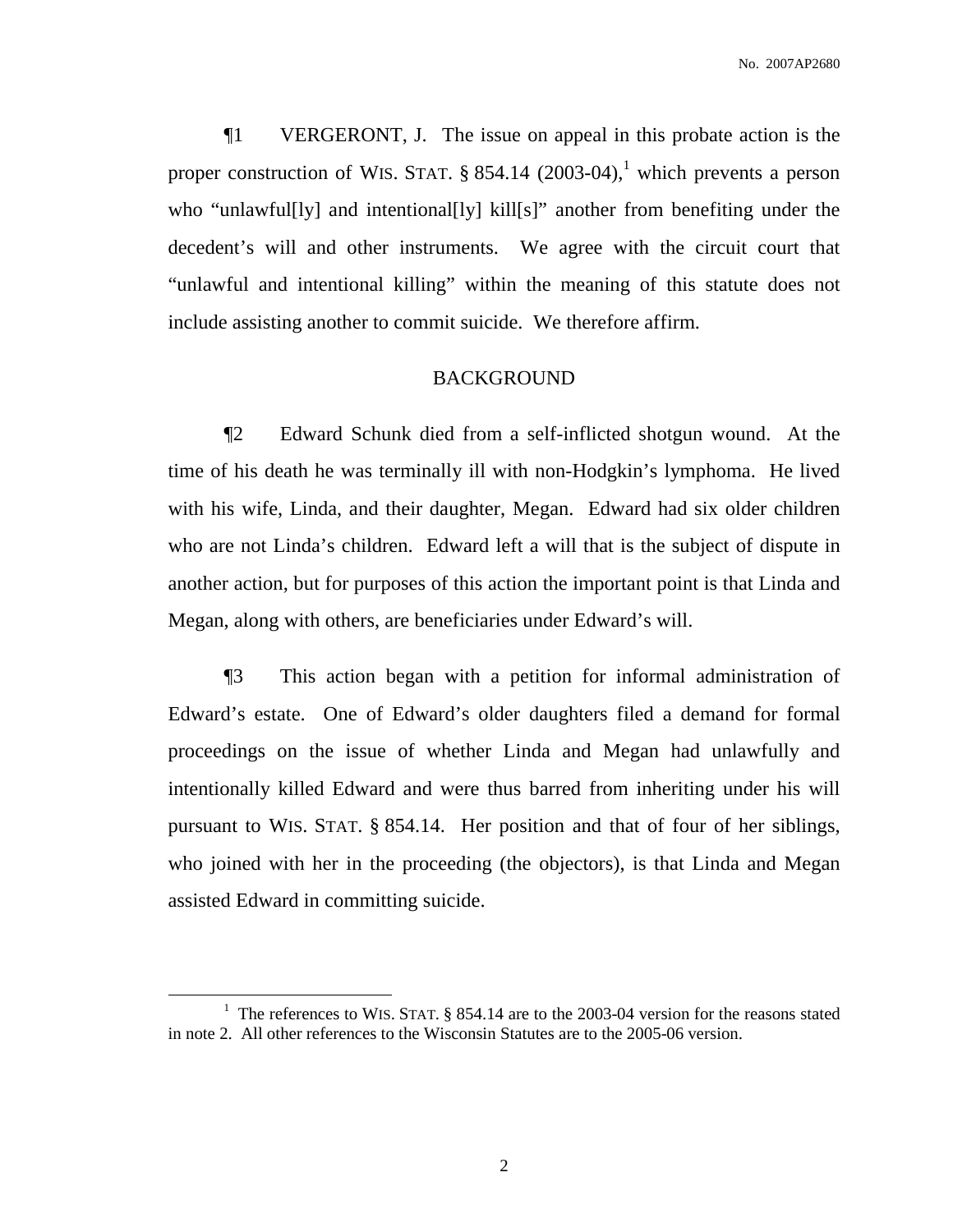¶1 VERGERONT, J. The issue on appeal in this probate action is the proper construction of WIS. STAT. § 854.14 (2003-04),[1] which prevents a person who "unlawful[ly] and intentional[ly] kill[s]" another from benefiting under the decedent's will and other instruments. We agree with the circuit court that "unlawful and intentional killing" within the meaning of this statute does not include assisting another to commit suicide. We therefore affirm.

## BACKGROUND

¶2 Edward Schunk died from a self-inflicted shotgun wound. At the time of his death he was terminally ill with non-Hodgkin's lymphoma. He lived with his wife, Linda, and their daughter, Megan. Edward had six older children who are not Linda's children. Edward left a will that is the subject of dispute in another action, but for purposes of this action the important point is that Linda and Megan, along with others, are beneficiaries under Edward's will.

¶3 This action began with a petition for informal administration of Edward's estate. One of Edward's older daughters filed a demand for formal proceedings on the issue of whether Linda and Megan had unlawfully and intentionally killed Edward and were thus barred from inheriting under his will pursuant to WIS. STAT. § 854.14. Her position and that of four of her siblings, who joined with her in the proceeding (the objectors), is that Linda and Megan assisted Edward in committing suicide.

[1] The references to WIS. STAT. § 854.14 are to the 2003-04 version for the reasons stated in note 2. All other references to the Wisconsin Statutes are to the 2005-06 version.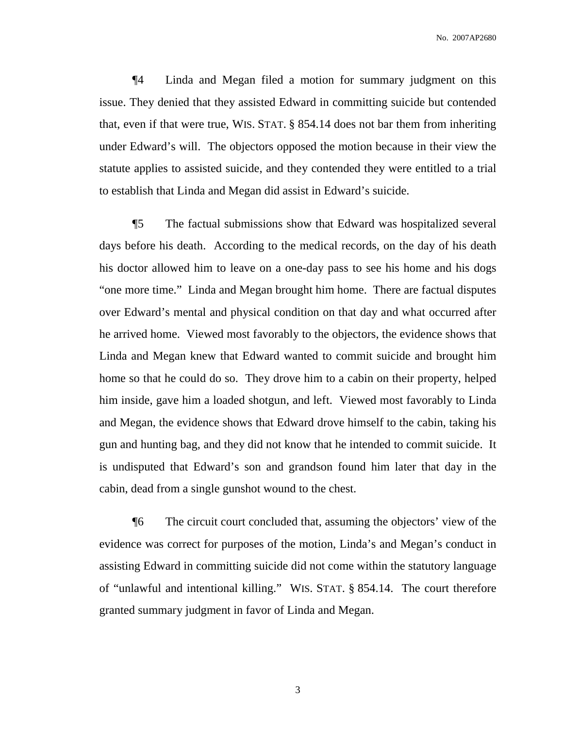¶4 Linda and Megan filed a motion for summary judgment on this issue. They denied that they assisted Edward in committing suicide but contended that, even if that were true, WIS. STAT. § 854.14 does not bar them from inheriting under Edward's will. The objectors opposed the motion because in their view the statute applies to assisted suicide, and they contended they were entitled to a trial to establish that Linda and Megan did assist in Edward's suicide.

¶5 The factual submissions show that Edward was hospitalized several days before his death. According to the medical records, on the day of his death his doctor allowed him to leave on a one-day pass to see his home and his dogs "one more time." Linda and Megan brought him home. There are factual disputes over Edward's mental and physical condition on that day and what occurred after he arrived home. Viewed most favorably to the objectors, the evidence shows that Linda and Megan knew that Edward wanted to commit suicide and brought him home so that he could do so. They drove him to a cabin on their property, helped him inside, gave him a loaded shotgun, and left. Viewed most favorably to Linda and Megan, the evidence shows that Edward drove himself to the cabin, taking his gun and hunting bag, and they did not know that he intended to commit suicide. It is undisputed that Edward's son and grandson found him later that day in the cabin, dead from a single gunshot wound to the chest.

¶6 The circuit court concluded that, assuming the objectors' view of the evidence was correct for purposes of the motion, Linda's and Megan's conduct in assisting Edward in committing suicide did not come within the statutory language of "unlawful and intentional killing." WIS. STAT. § 854.14. The court therefore granted summary judgment in favor of Linda and Megan.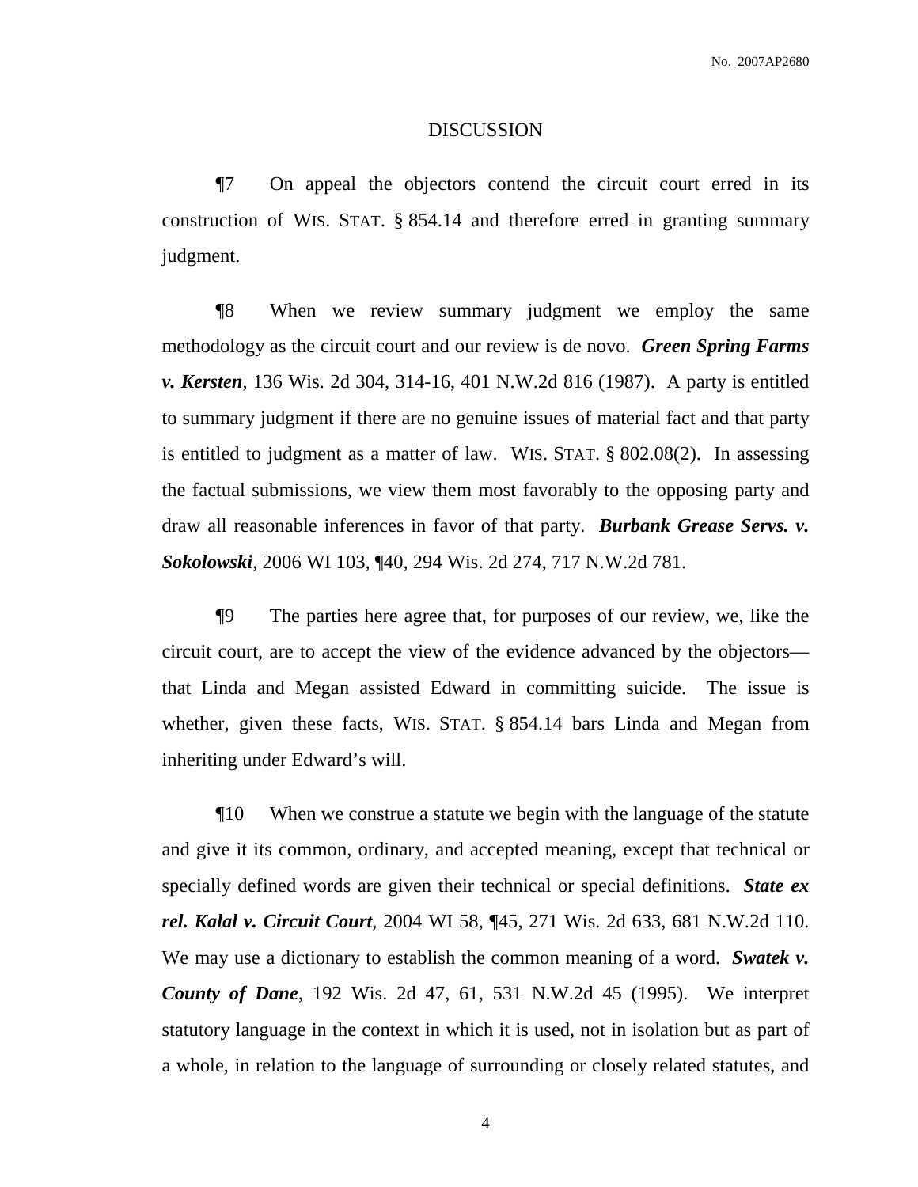## DISCUSSION

¶7 On appeal the objectors contend the circuit court erred in its construction of WIS. STAT. § 854.14 and therefore erred in granting summary judgment.

¶8 When we review summary judgment we employ the same methodology as the circuit court and our review is de novo. ***Green Spring Farms v. Kersten***, 136 Wis. 2d 304, 314-16, 401 N.W.2d 816 (1987). A party is entitled to summary judgment if there are no genuine issues of material fact and that party is entitled to judgment as a matter of law. WIS. STAT. § 802.08(2). In assessing the factual submissions, we view them most favorably to the opposing party and draw all reasonable inferences in favor of that party. ***Burbank Grease Servs. v. Sokolowski***, 2006 WI 103, ¶40, 294 Wis. 2d 274, 717 N.W.2d 781.

¶9 The parties here agree that, for purposes of our review, we, like the circuit court, are to accept the view of the evidence advanced by the objectors—that Linda and Megan assisted Edward in committing suicide. The issue is whether, given these facts, WIS. STAT. § 854.14 bars Linda and Megan from inheriting under Edward's will.

¶10 When we construe a statute we begin with the language of the statute and give it its common, ordinary, and accepted meaning, except that technical or specially defined words are given their technical or special definitions. ***State ex rel. Kalal v. Circuit Court***, 2004 WI 58, ¶45, 271 Wis. 2d 633, 681 N.W.2d 110. We may use a dictionary to establish the common meaning of a word. ***Swatek v. County of Dane***, 192 Wis. 2d 47, 61, 531 N.W.2d 45 (1995). We interpret statutory language in the context in which it is used, not in isolation but as part of a whole, in relation to the language of surrounding or closely related statutes, and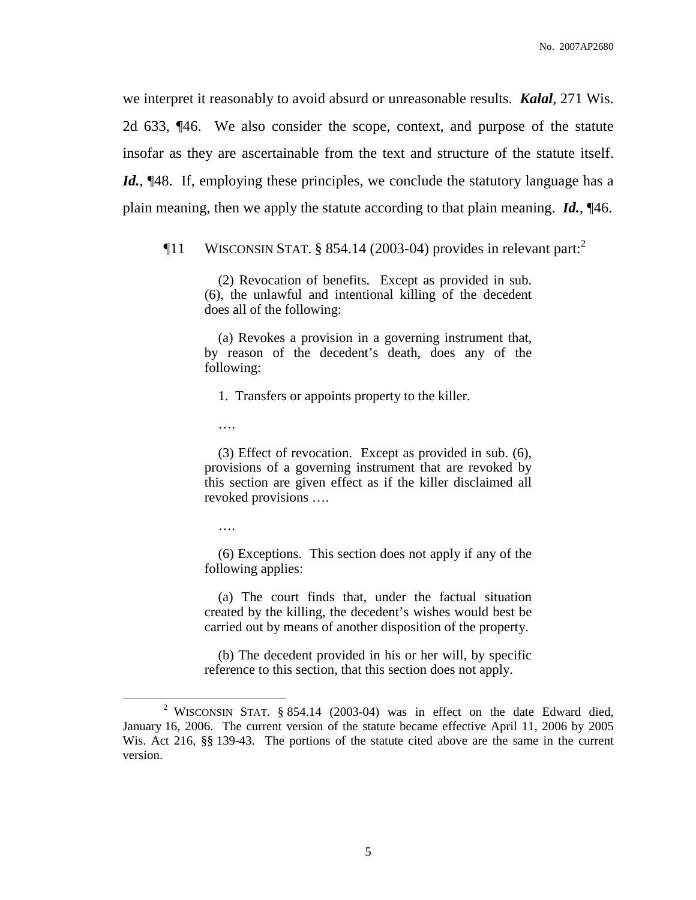we interpret it reasonably to avoid absurd or unreasonable results. ***Kalal***, 271 Wis. 2d 633, ¶46. We also consider the scope, context, and purpose of the statute insofar as they are ascertainable from the text and structure of the statute itself. ***Id.***, ¶48. If, employing these principles, we conclude the statutory language has a plain meaning, then we apply the statute according to that plain meaning. ***Id.***, ¶46.

¶11 WISCONSIN STAT. § 854.14 (2003-04) provides in relevant part:[2]

> (2) Revocation of benefits. Except as provided in sub. (6), the unlawful and intentional killing of the decedent does all of the following:
>
> (a) Revokes a provision in a governing instrument that, by reason of the decedent's death, does any of the following:
>
> 1. Transfers or appoints property to the killer.
>
> ….
>
> (3) Effect of revocation. Except as provided in sub. (6), provisions of a governing instrument that are revoked by this section are given effect as if the killer disclaimed all revoked provisions ….
>
> ….
>
> (6) Exceptions. This section does not apply if any of the following applies:
>
> (a) The court finds that, under the factual situation created by the killing, the decedent's wishes would best be carried out by means of another disposition of the property.
>
> (b) The decedent provided in his or her will, by specific reference to this section, that this section does not apply.

---

[2] WISCONSIN STAT. § 854.14 (2003-04) was in effect on the date Edward died, January 16, 2006. The current version of the statute became effective April 11, 2006 by 2005 Wis. Act 216, §§ 139-43. The portions of the statute cited above are the same in the current version.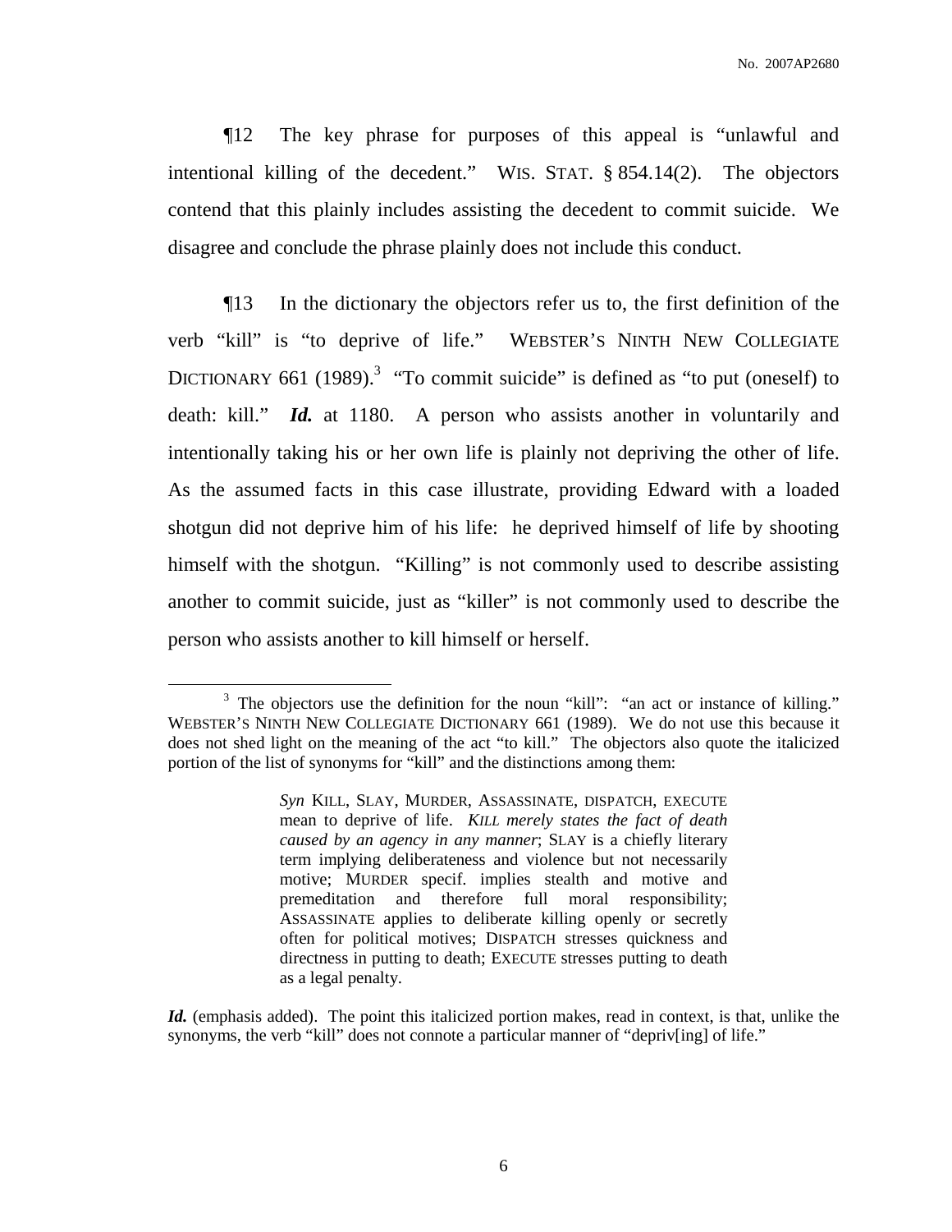¶12 The key phrase for purposes of this appeal is "unlawful and intentional killing of the decedent." WIS. STAT. § 854.14(2). The objectors contend that this plainly includes assisting the decedent to commit suicide. We disagree and conclude the phrase plainly does not include this conduct.

¶13 In the dictionary the objectors refer us to, the first definition of the verb "kill" is "to deprive of life." WEBSTER'S NINTH NEW COLLEGIATE DICTIONARY 661 (1989).[3] "To commit suicide" is defined as "to put (oneself) to death: kill." ***Id.*** at 1180. A person who assists another in voluntarily and intentionally taking his or her own life is plainly not depriving the other of life. As the assumed facts in this case illustrate, providing Edward with a loaded shotgun did not deprive him of his life: he deprived himself of life by shooting himself with the shotgun. "Killing" is not commonly used to describe assisting another to commit suicide, just as "killer" is not commonly used to describe the person who assists another to kill himself or herself.

---

[3] The objectors use the definition for the noun "kill": "an act or instance of killing." WEBSTER'S NINTH NEW COLLEGIATE DICTIONARY 661 (1989). We do not use this because it does not shed light on the meaning of the act "to kill." The objectors also quote the italicized portion of the list of synonyms for "kill" and the distinctions among them:

> *Syn* KILL, SLAY, MURDER, ASSASSINATE, DISPATCH, EXECUTE mean to deprive of life. *KILL merely states the fact of death caused by an agency in any manner*; SLAY is a chiefly literary term implying deliberateness and violence but not necessarily motive; MURDER specif. implies stealth and motive and premeditation and therefore full moral responsibility; ASSASSINATE applies to deliberate killing openly or secretly often for political motives; DISPATCH stresses quickness and directness in putting to death; EXECUTE stresses putting to death as a legal penalty.

***Id.*** (emphasis added). The point this italicized portion makes, read in context, is that, unlike the synonyms, the verb "kill" does not connote a particular manner of "depriv[ing] of life."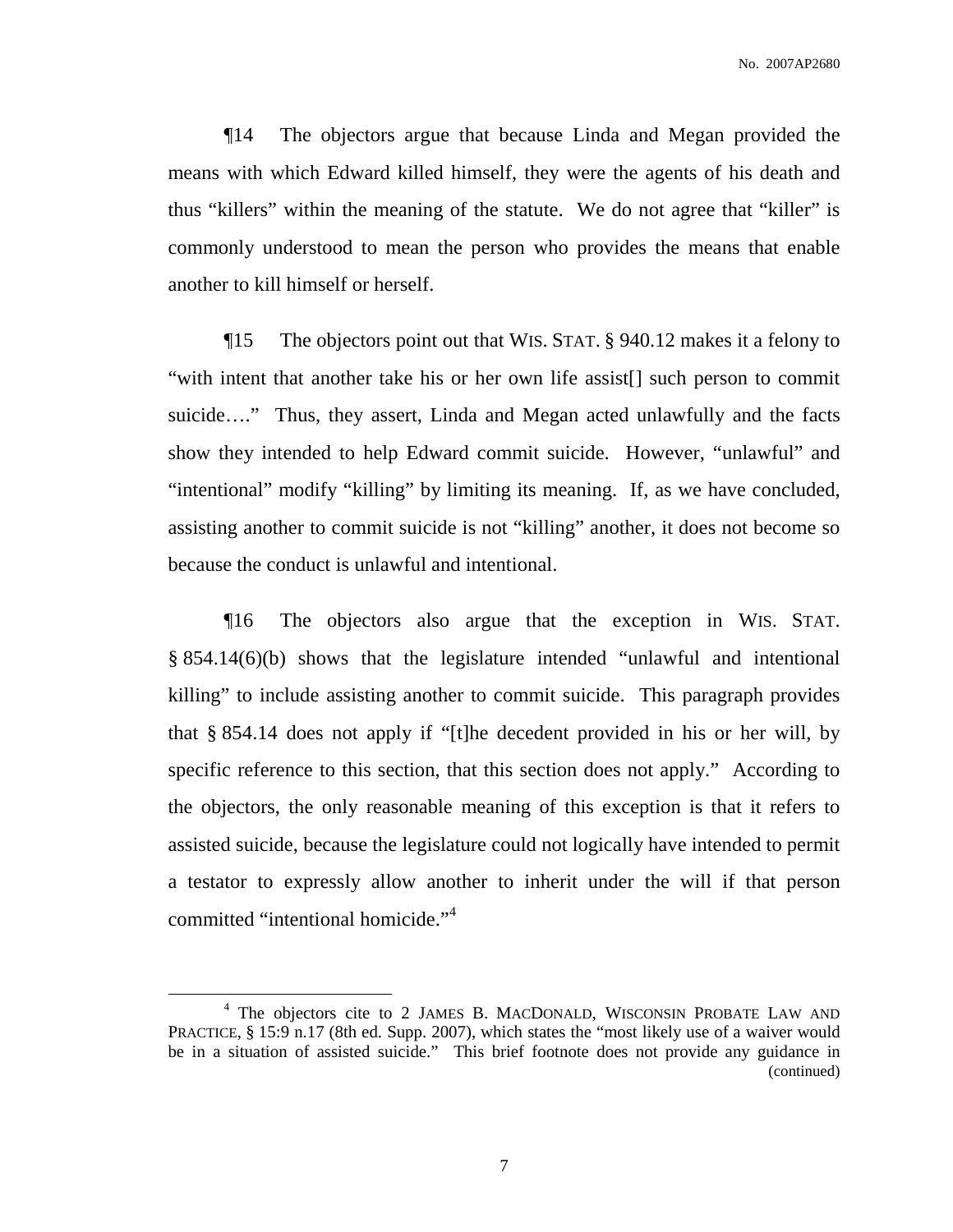¶14 The objectors argue that because Linda and Megan provided the means with which Edward killed himself, they were the agents of his death and thus "killers" within the meaning of the statute. We do not agree that "killer" is commonly understood to mean the person who provides the means that enable another to kill himself or herself.

¶15 The objectors point out that WIS. STAT. § 940.12 makes it a felony to "with intent that another take his or her own life assist[] such person to commit suicide…." Thus, they assert, Linda and Megan acted unlawfully and the facts show they intended to help Edward commit suicide. However, "unlawful" and "intentional" modify "killing" by limiting its meaning. If, as we have concluded, assisting another to commit suicide is not "killing" another, it does not become so because the conduct is unlawful and intentional.

¶16 The objectors also argue that the exception in WIS. STAT. § 854.14(6)(b) shows that the legislature intended "unlawful and intentional killing" to include assisting another to commit suicide. This paragraph provides that § 854.14 does not apply if "[t]he decedent provided in his or her will, by specific reference to this section, that this section does not apply." According to the objectors, the only reasonable meaning of this exception is that it refers to assisted suicide, because the legislature could not logically have intended to permit a testator to expressly allow another to inherit under the will if that person committed "intentional homicide."[4]

---

[4] The objectors cite to 2 JAMES B. MACDONALD, WISCONSIN PROBATE LAW AND PRACTICE, § 15:9 n.17 (8th ed. Supp. 2007), which states the "most likely use of a waiver would be in a situation of assisted suicide." This brief footnote does not provide any guidance in (continued)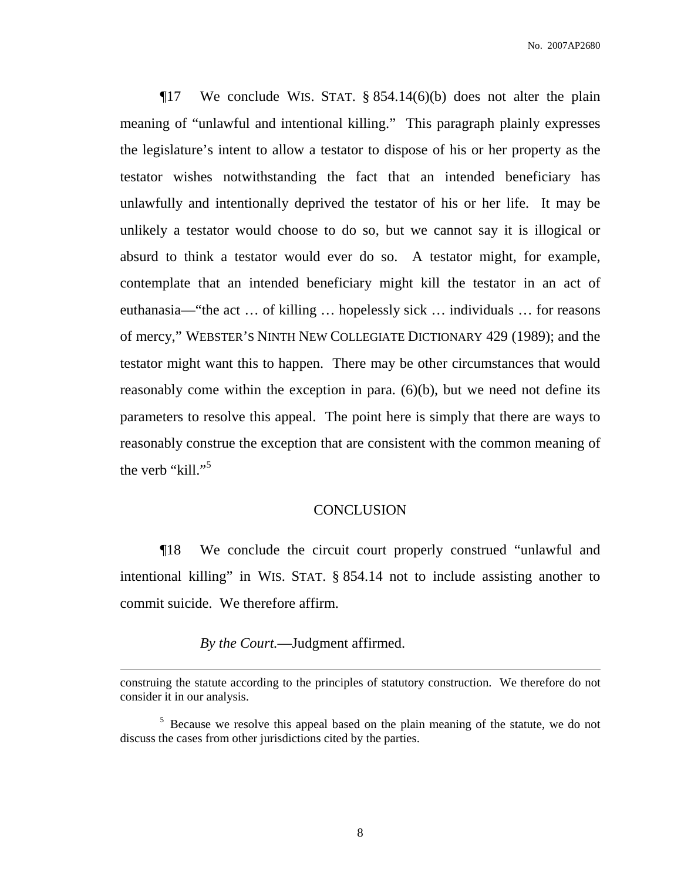¶17 We conclude WIS. STAT. § 854.14(6)(b) does not alter the plain meaning of "unlawful and intentional killing." This paragraph plainly expresses the legislature's intent to allow a testator to dispose of his or her property as the testator wishes notwithstanding the fact that an intended beneficiary has unlawfully and intentionally deprived the testator of his or her life. It may be unlikely a testator would choose to do so, but we cannot say it is illogical or absurd to think a testator would ever do so. A testator might, for example, contemplate that an intended beneficiary might kill the testator in an act of euthanasia—"the act … of killing … hopelessly sick … individuals … for reasons of mercy," WEBSTER'S NINTH NEW COLLEGIATE DICTIONARY 429 (1989); and the testator might want this to happen. There may be other circumstances that would reasonably come within the exception in para. (6)(b), but we need not define its parameters to resolve this appeal. The point here is simply that there are ways to reasonably construe the exception that are consistent with the common meaning of the verb "kill."[5]

## CONCLUSION

¶18 We conclude the circuit court properly construed "unlawful and intentional killing" in WIS. STAT. § 854.14 not to include assisting another to commit suicide. We therefore affirm.

*By the Court.*—Judgment affirmed.

---

construing the statute according to the principles of statutory construction. We therefore do not consider it in our analysis.

[5] Because we resolve this appeal based on the plain meaning of the statute, we do not discuss the cases from other jurisdictions cited by the parties.